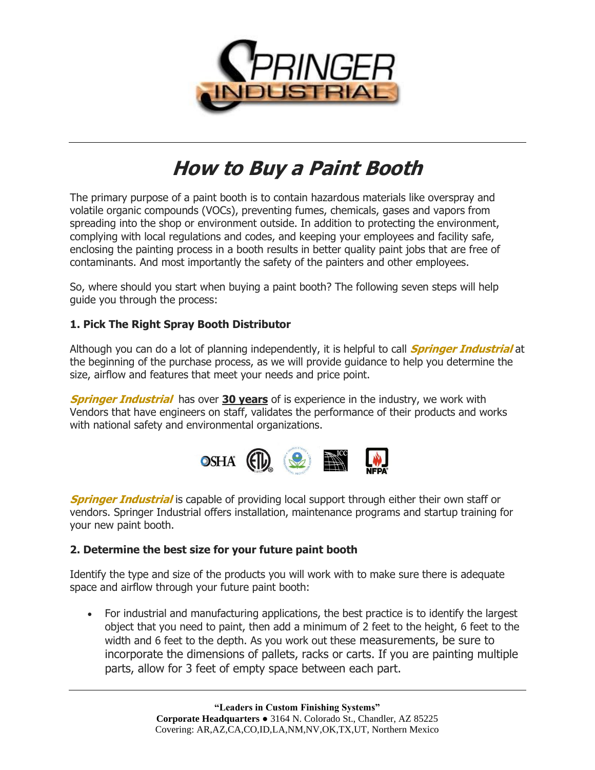# *How to Buy a Paint Booth*

The primary purpose of a paint booth is to contain hazardous materials like overspray and volatile organic compounds (VOCs), preventing fumes, chemicals, gases and vapors from spreading into the shop or environment outside. In addition to protecting the environment, complying with local regulations and codes, and keeping your employees and facility safe, enclosing the painting process in a booth results in better quality paint jobs that are free of contaminants. And most importantly the safety of the painters and other employees.

So, where should you start when buying a paint booth? The following seven steps will help guide you through the process:

### 1. Pick The Right Spray Booth Distributor

Although you can do a lot of planning independently, it is helpful to call ***Springer Industrial*** at the beginning of the purchase process, as we will provide guidance to help you determine the size, airflow and features that meet your needs and price point.

***Springer Industrial*** has over **30 years** of is experience in the industry, we work with Vendors that have engineers on staff, validates the performance of their products and works with national safety and environmental organizations.

***Springer Industrial*** is capable of providing local support through either their own staff or vendors. Springer Industrial offers installation, maintenance programs and startup training for your new paint booth.

### 2. Determine the best size for your future paint booth

Identify the type and size of the products you will work with to make sure there is adequate space and airflow through your future paint booth:

- For industrial and manufacturing applications, the best practice is to identify the largest object that you need to paint, then add a minimum of 2 feet to the height, 6 feet to the width and 6 feet to the depth. As you work out these measurements, be sure to incorporate the dimensions of pallets, racks or carts. If you are painting multiple parts, allow for 3 feet of empty space between each part.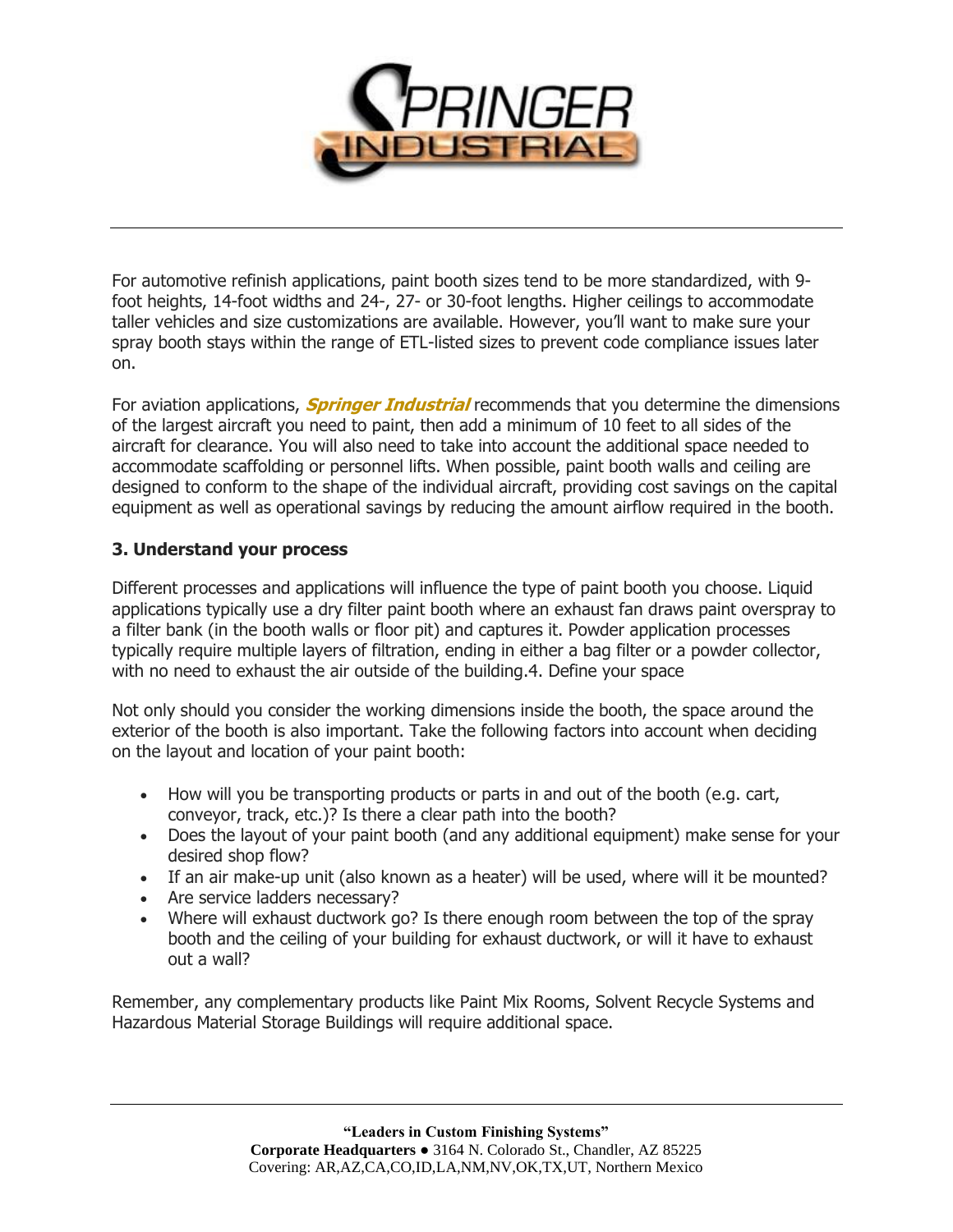For automotive refinish applications, paint booth sizes tend to be more standardized, with 9-foot heights, 14-foot widths and 24-, 27- or 30-foot lengths. Higher ceilings to accommodate taller vehicles and size customizations are available. However, you'll want to make sure your spray booth stays within the range of ETL-listed sizes to prevent code compliance issues later on.

For aviation applications, ***Springer Industrial*** recommends that you determine the dimensions of the largest aircraft you need to paint, then add a minimum of 10 feet to all sides of the aircraft for clearance. You will also need to take into account the additional space needed to accommodate scaffolding or personnel lifts. When possible, paint booth walls and ceiling are designed to conform to the shape of the individual aircraft, providing cost savings on the capital equipment as well as operational savings by reducing the amount airflow required in the booth.

**3. Understand your process**

Different processes and applications will influence the type of paint booth you choose. Liquid applications typically use a dry filter paint booth where an exhaust fan draws paint overspray to a filter bank (in the booth walls or floor pit) and captures it. Powder application processes typically require multiple layers of filtration, ending in either a bag filter or a powder collector, with no need to exhaust the air outside of the building.4. Define your space

Not only should you consider the working dimensions inside the booth, the space around the exterior of the booth is also important. Take the following factors into account when deciding on the layout and location of your paint booth:

- How will you be transporting products or parts in and out of the booth (e.g. cart, conveyor, track, etc.)? Is there a clear path into the booth?
- Does the layout of your paint booth (and any additional equipment) make sense for your desired shop flow?
- If an air make-up unit (also known as a heater) will be used, where will it be mounted?
- Are service ladders necessary?
- Where will exhaust ductwork go? Is there enough room between the top of the spray booth and the ceiling of your building for exhaust ductwork, or will it have to exhaust out a wall?

Remember, any complementary products like Paint Mix Rooms, Solvent Recycle Systems and Hazardous Material Storage Buildings will require additional space.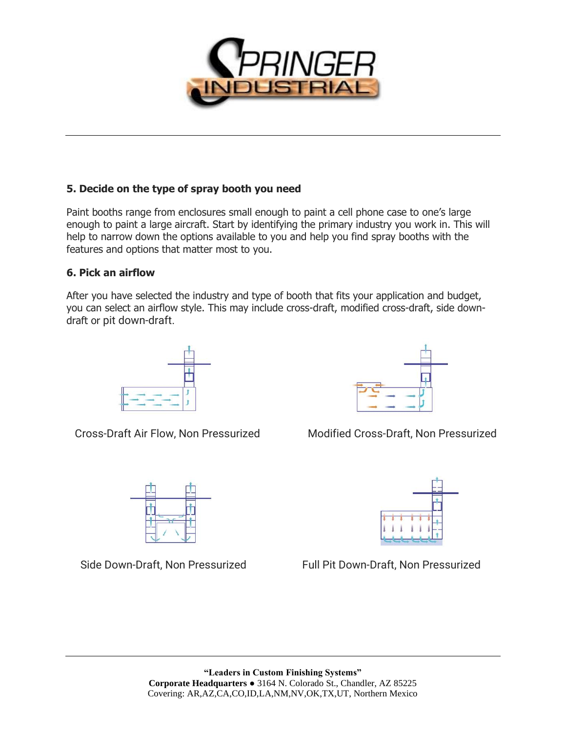## 5. Decide on the type of spray booth you need

Paint booths range from enclosures small enough to paint a cell phone case to one's large enough to paint a large aircraft. Start by identifying the primary industry you work in. This will help to narrow down the options available to you and help you find spray booths with the features and options that matter most to you.

## 6. Pick an airflow

After you have selected the industry and type of booth that fits your application and budget, you can select an airflow style. This may include cross-draft, modified cross-draft, side down-draft or pit down-draft.

Cross-Draft Air Flow, Non Pressurized

Modified Cross-Draft, Non Pressurized

Side Down-Draft, Non Pressurized

Full Pit Down-Draft, Non Pressurized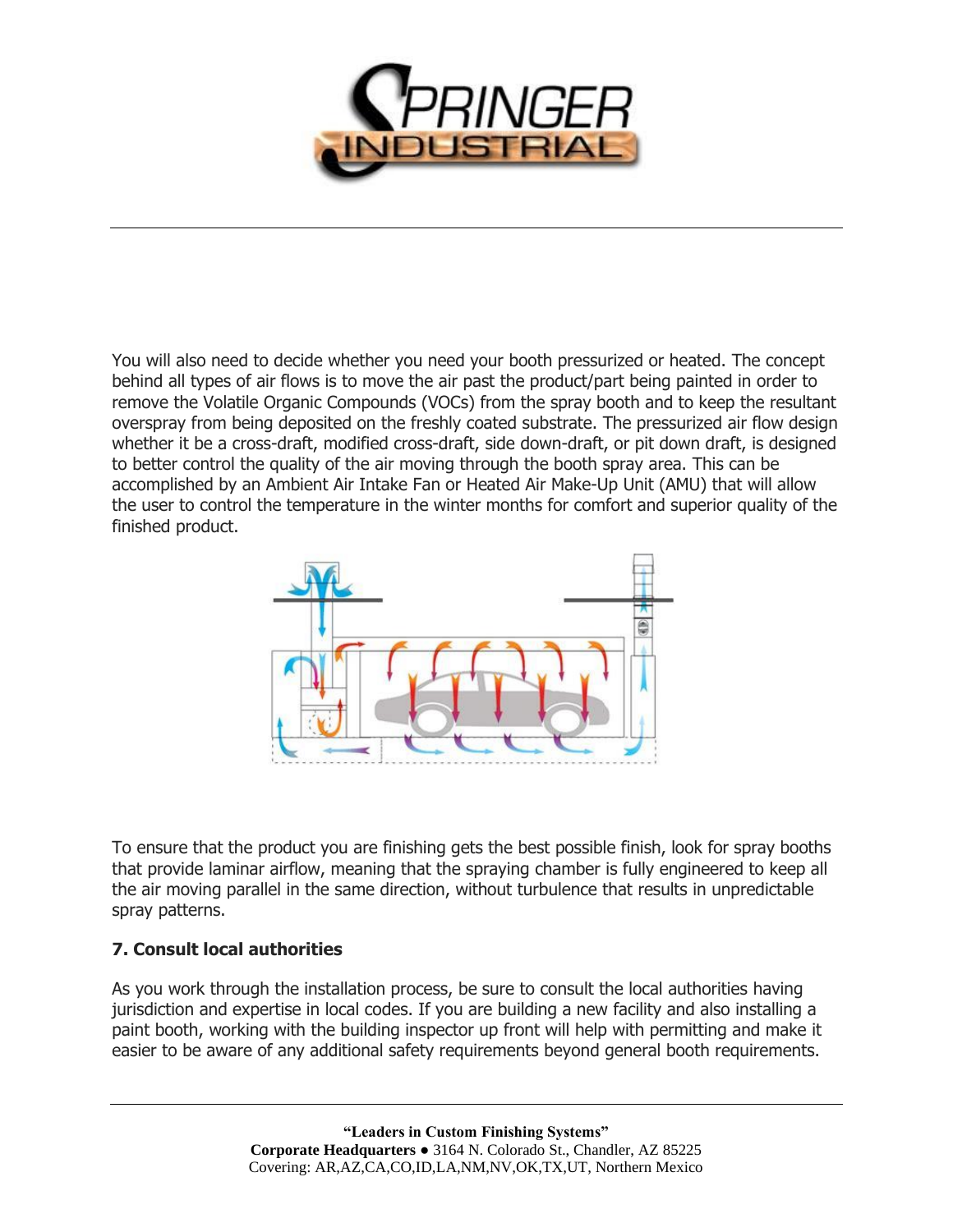You will also need to decide whether you need your booth pressurized or heated. The concept behind all types of air flows is to move the air past the product/part being painted in order to remove the Volatile Organic Compounds (VOCs) from the spray booth and to keep the resultant overspray from being deposited on the freshly coated substrate. The pressurized air flow design whether it be a cross-draft, modified cross-draft, side down-draft, or pit down draft, is designed to better control the quality of the air moving through the booth spray area. This can be accomplished by an Ambient Air Intake Fan or Heated Air Make-Up Unit (AMU) that will allow the user to control the temperature in the winter months for comfort and superior quality of the finished product.

To ensure that the product you are finishing gets the best possible finish, look for spray booths that provide laminar airflow, meaning that the spraying chamber is fully engineered to keep all the air moving parallel in the same direction, without turbulence that results in unpredictable spray patterns.

**7. Consult local authorities**

As you work through the installation process, be sure to consult the local authorities having jurisdiction and expertise in local codes. If you are building a new facility and also installing a paint booth, working with the building inspector up front will help with permitting and make it easier to be aware of any additional safety requirements beyond general booth requirements.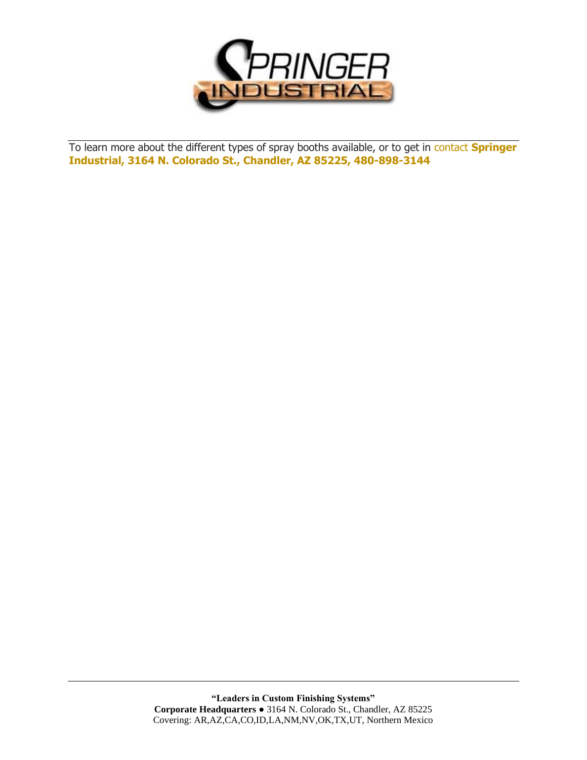To learn more about the different types of spray booths available, or to get in contact **Springer Industrial, 3164 N. Colorado St., Chandler, AZ 85225, 480-898-3144**

**"Leaders in Custom Finishing Systems"**
**Corporate Headquarters** ● 3164 N. Colorado St., Chandler, AZ 85225
Covering: AR,AZ,CA,CO,ID,LA,NM,NV,OK,TX,UT, Northern Mexico